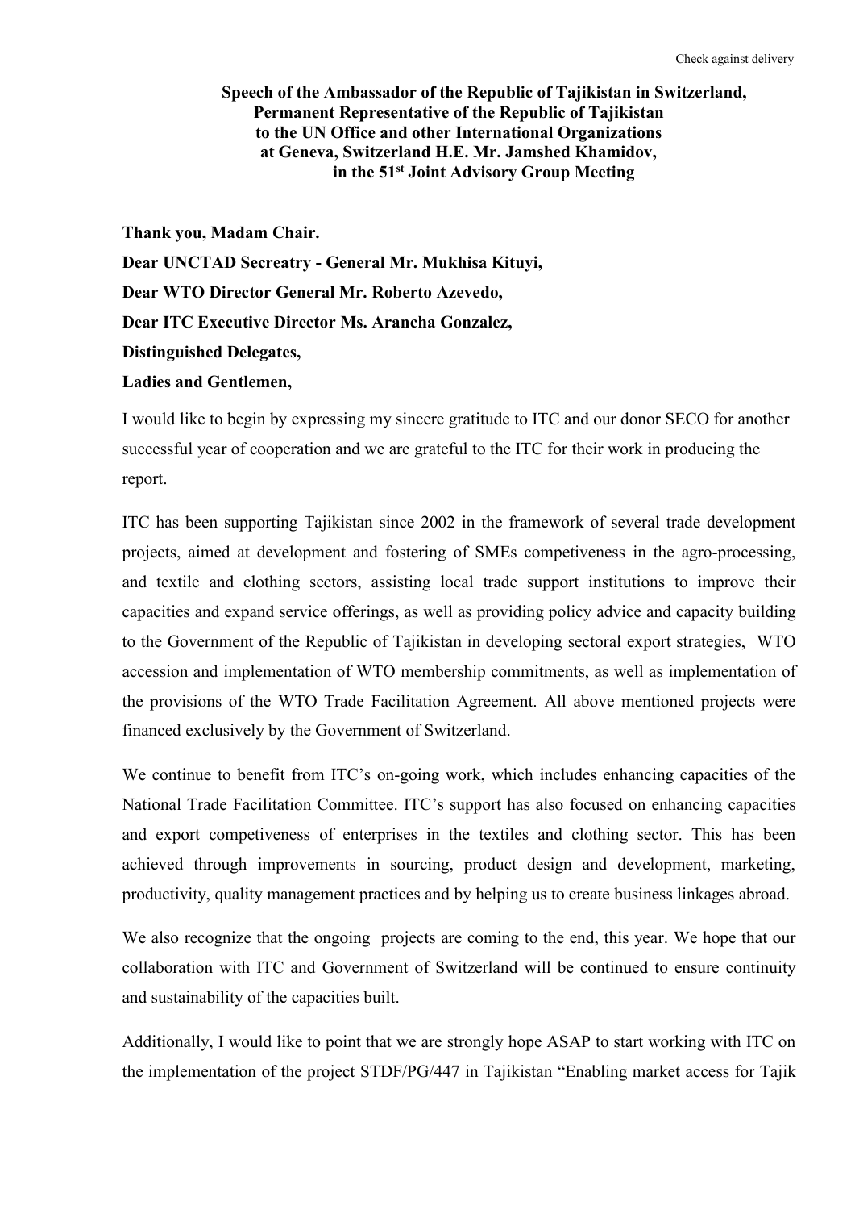Check against delivery

**Speech of the Ambassador of the Republic of Tajikistan in Switzerland, Permanent Representative of the Republic of Tajikistan to the UN Office and other International Organizations at Geneva, Switzerland H.E. Mr. Jamshed Khamidov, in the 51st Joint Advisory Group Meeting**

**Thank you, Madam Chair.**

**Dear UNCTAD Secreatry - General Mr. Mukhisa Kituyi,**

**Dear WTO Director General Mr. Roberto Azevedo,**

**Dear ITC Executive Director Ms. Arancha Gonzalez,**

**Distinguished Delegates,**

**Ladies and Gentlemen,**

I would like to begin by expressing my sincere gratitude to ITC and our donor SECO for another successful year of cooperation and we are grateful to the ITC for their work in producing the report.

ITC has been supporting Tajikistan since 2002 in the framework of several trade development projects, aimed at development and fostering of SMEs competiveness in the agro-processing, and textile and clothing sectors, assisting local trade support institutions to improve their capacities and expand service offerings, as well as providing policy advice and capacity building to the Government of the Republic of Tajikistan in developing sectoral export strategies, WTO accession and implementation of WTO membership commitments, as well as implementation of the provisions of the WTO Trade Facilitation Agreement. All above mentioned projects were financed exclusively by the Government of Switzerland.

We continue to benefit from ITC's on-going work, which includes enhancing capacities of the National Trade Facilitation Committee. ITC's support has also focused on enhancing capacities and export competiveness of enterprises in the textiles and clothing sector. This has been achieved through improvements in sourcing, product design and development, marketing, productivity, quality management practices and by helping us to create business linkages abroad.

We also recognize that the ongoing projects are coming to the end, this year. We hope that our collaboration with ITC and Government of Switzerland will be continued to ensure continuity and sustainability of the capacities built.

Additionally, I would like to point that we are strongly hope ASAP to start working with ITC on the implementation of the project STDF/PG/447 in Tajikistan "Enabling market access for Tajik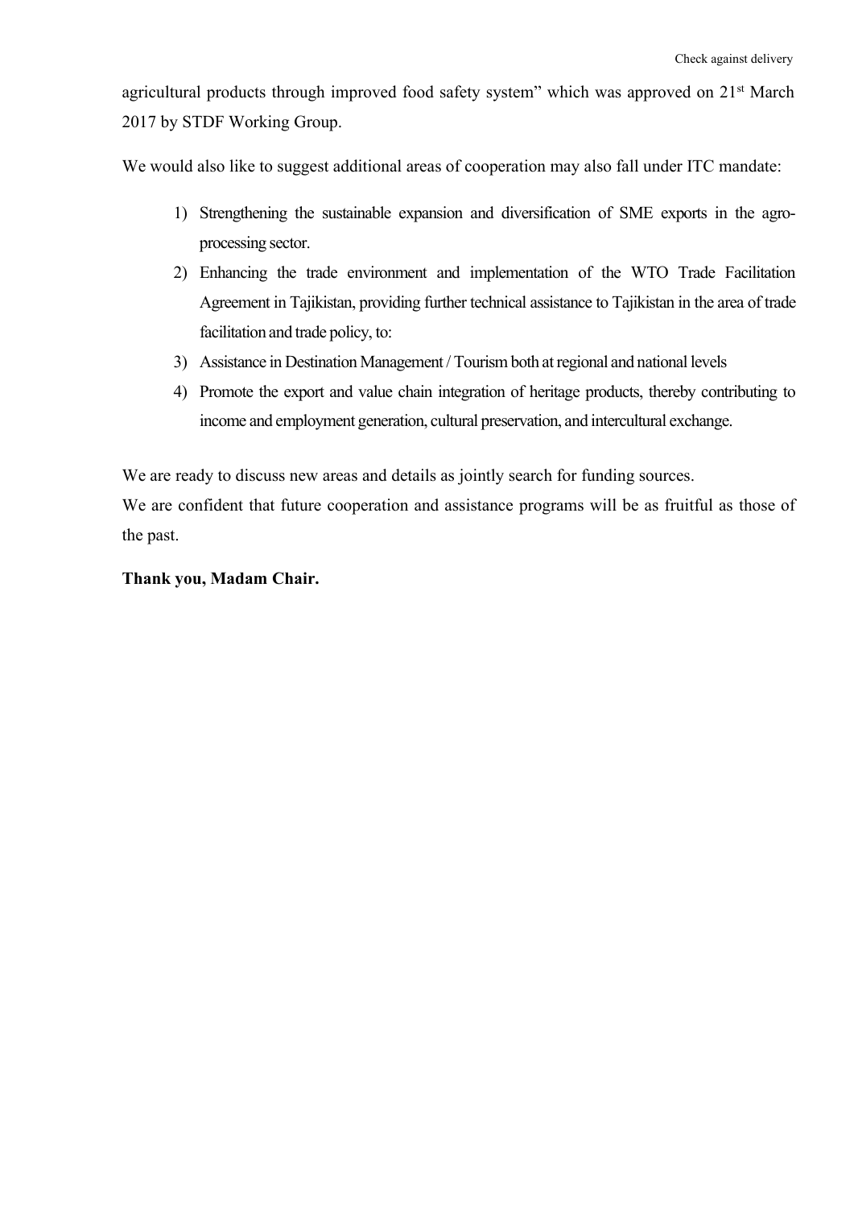agricultural products through improved food safety system" which was approved on 21st March 2017 by STDF Working Group.

We would also like to suggest additional areas of cooperation may also fall under ITC mandate:

1) Strengthening the sustainable expansion and diversification of SME exports in the agro-processing sector.
2) Enhancing the trade environment and implementation of the WTO Trade Facilitation Agreement in Tajikistan, providing further technical assistance to Tajikistan in the area of trade facilitation and trade policy, to:
3) Assistance in Destination Management / Tourism both at regional and national levels
4) Promote the export and value chain integration of heritage products, thereby contributing to income and employment generation, cultural preservation, and intercultural exchange.

We are ready to discuss new areas and details as jointly search for funding sources.
We are confident that future cooperation and assistance programs will be as fruitful as those of the past.

**Thank you, Madam Chair.**